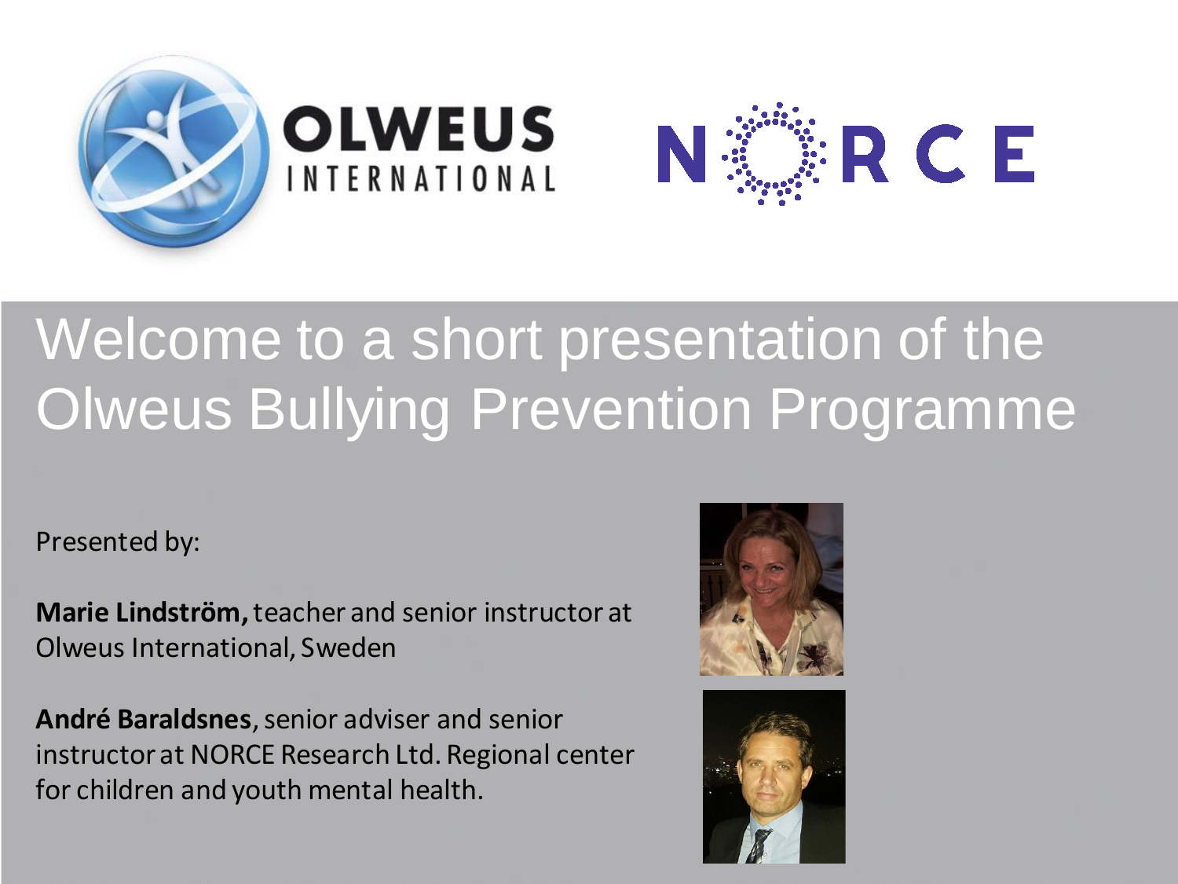# Welcome to a short presentation of the Olweus Bullying Prevention Programme

Presented by:

**Marie Lindström,** teacher and senior instructor at Olweus International, Sweden

**André Baraldsnes**, senior adviser and senior instructor at NORCE Research Ltd. Regional center for children and youth mental health.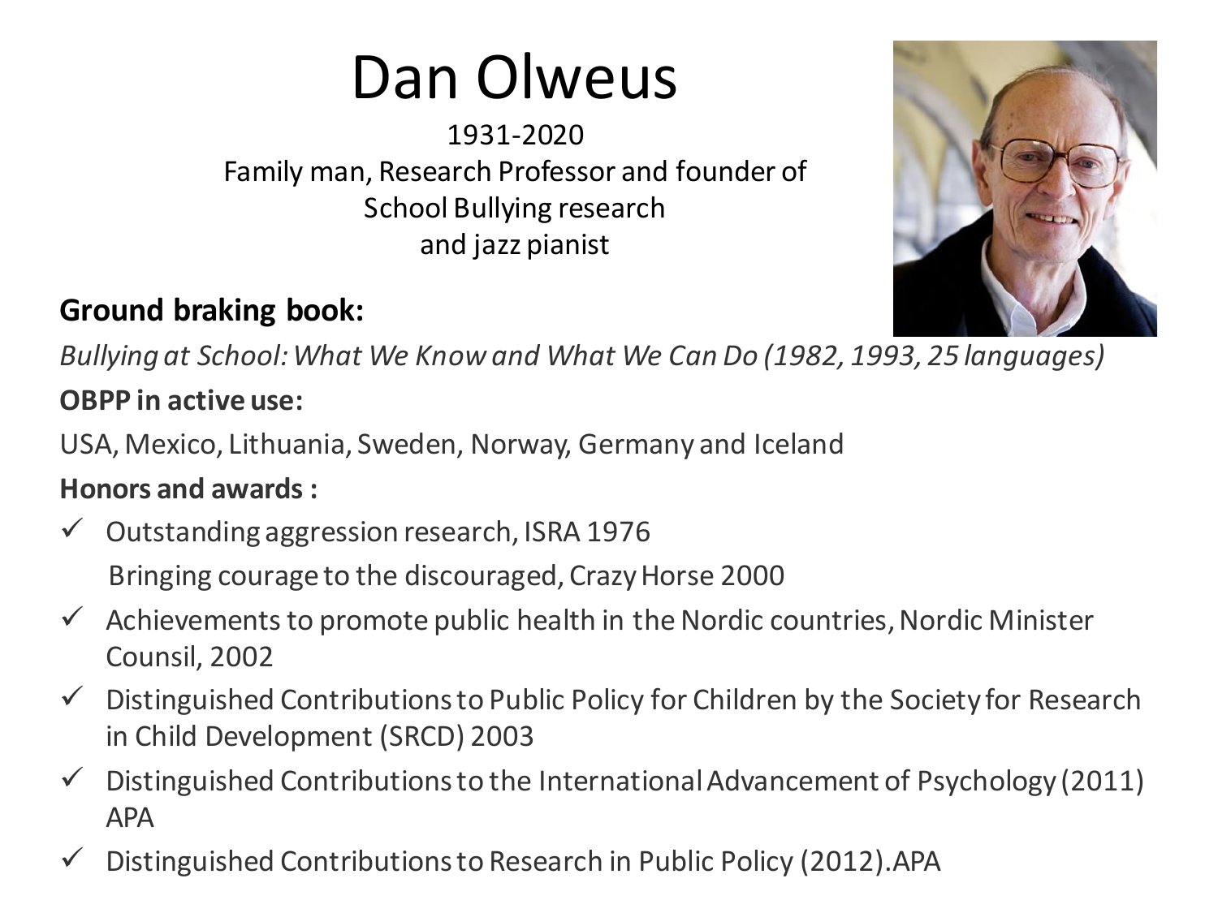# Dan Olweus

1931-2020
Family man, Research Professor and founder of School Bullying research and jazz pianist

**Ground braking book:**

*Bullying at School: What We Know and What We Can Do (1982, 1993, 25 languages)*

**OBPP in active use:**

USA, Mexico, Lithuania, Sweden, Norway, Germany and Iceland

**Honors and awards :**

- ✓ Outstanding aggression research, ISRA 1976
  Bringing courage to the discouraged, Crazy Horse 2000
- ✓ Achievements to promote public health in the Nordic countries, Nordic Minister Counsil, 2002
- ✓ Distinguished Contributions to Public Policy for Children by the Society for Research in Child Development (SRCD) 2003
- ✓ Distinguished Contributions to the International Advancement of Psychology (2011) APA
- ✓ Distinguished Contributions to Research in Public Policy (2012).APA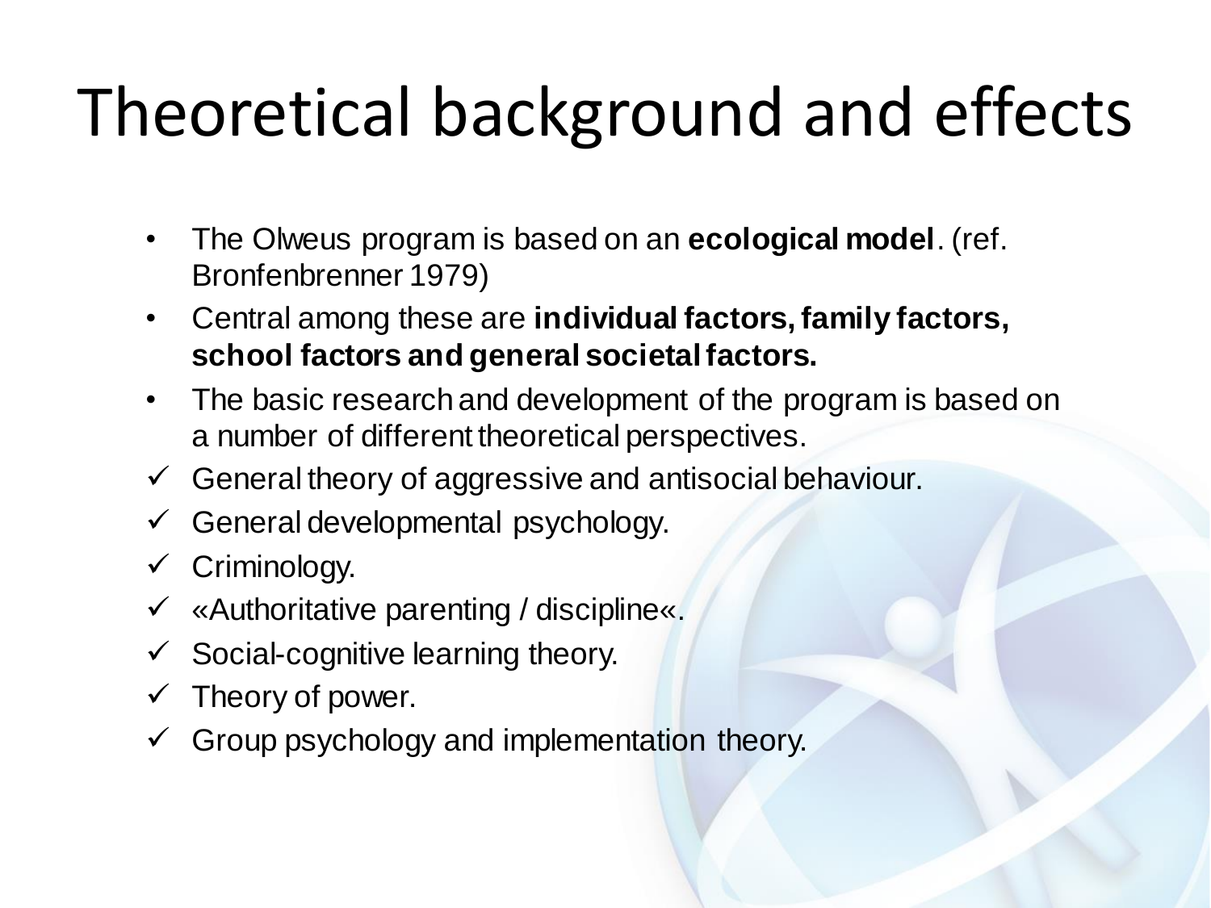# Theoretical background and effects

- The Olweus program is based on an **ecological model**. (ref. Bronfenbrenner 1979)
- Central among these are **individual factors, family factors, school factors and general societal factors.**
- The basic research and development of the program is based on a number of different theoretical perspectives.
- ✓ General theory of aggressive and antisocial behaviour.
- ✓ General developmental psychology.
- ✓ Criminology.
- ✓ «Authoritative parenting / discipline«.
- ✓ Social-cognitive learning theory.
- ✓ Theory of power.
- ✓ Group psychology and implementation theory.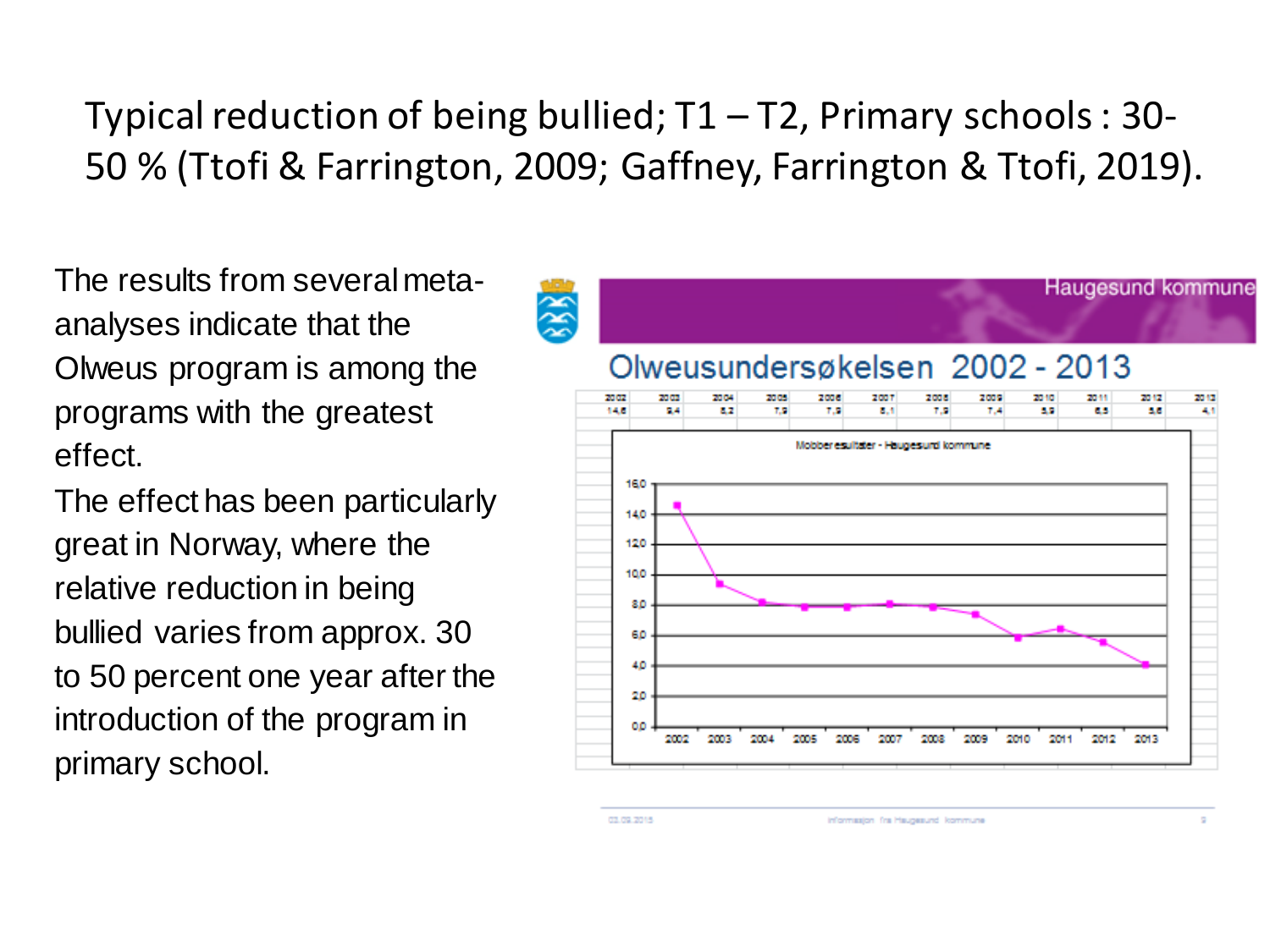# Typical reduction of being bullied; T1 – T2, Primary schools : 30-50 % (Ttofi & Farrington, 2009; Gaffney, Farrington & Ttofi, 2019).

The results from several meta-analyses indicate that the Olweus program is among the programs with the greatest effect.

The effect has been particularly great in Norway, where the relative reduction in being bullied varies from approx. 30 to 50 percent one year after the introduction of the program in primary school.

Haugesund kommune

## Olweusundersøkelsen 2002 - 2013

| 2002 | 2003 | 2004 | 2005 | 2006 | 2007 | 2008 | 2009 | 2010 | 2011 | 2012 | 2013 |
|---|---|---|---|---|---|---|---|---|---|---|---|
| 14,6 | 9,4 | 8,2 | 7,9 | 7,9 | 8,1 | 7,9 | 7,4 | 5,9 | 6,5 | 5,6 | 4,1 |

Mobberesultater - Haugesund kommune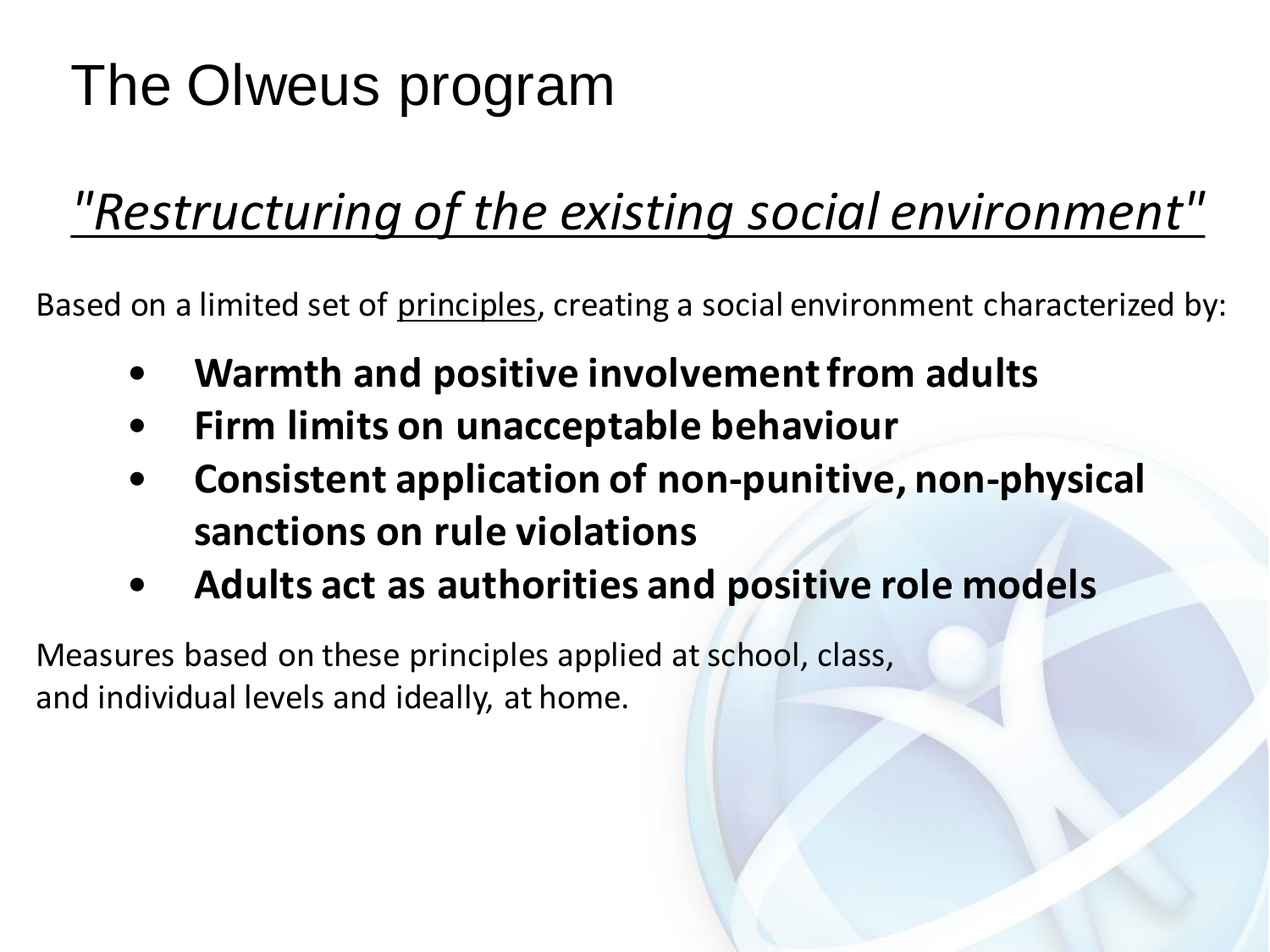# The Olweus program

## *"Restructuring of the existing social environment"*

Based on a limited set of principles, creating a social environment characterized by:

- **Warmth and positive involvement from adults**
- **Firm limits on unacceptable behaviour**
- **Consistent application of non-punitive, non-physical sanctions on rule violations**
- **Adults act as authorities and positive role models**

Measures based on these principles applied at school, class, and individual levels and ideally, at home.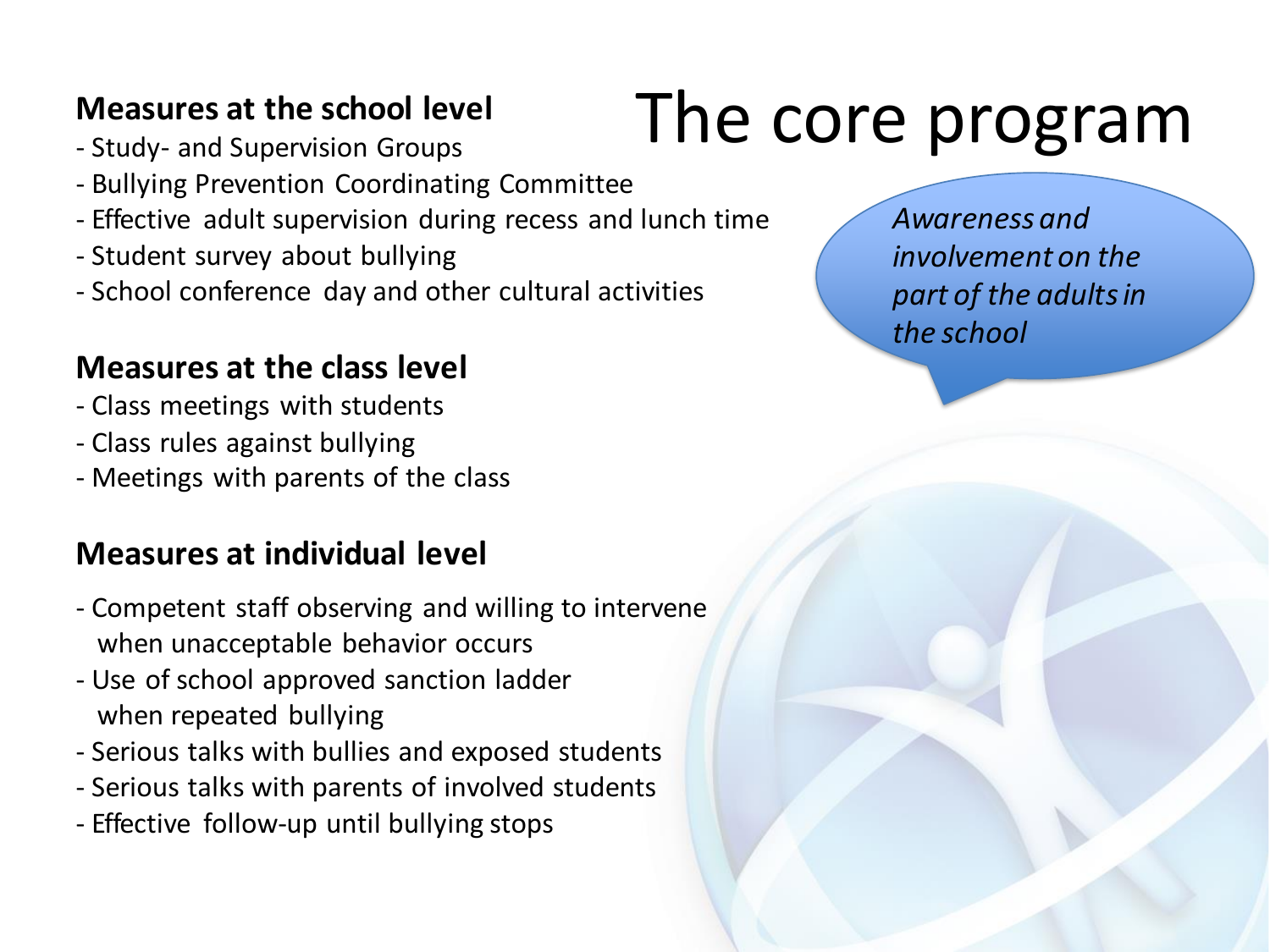# The core program

*Awareness and involvement on the part of the adults in the school*

**Measures at the school level**

- Study- and Supervision Groups
- Bullying Prevention Coordinating Committee
- Effective adult supervision during recess and lunch time
- Student survey about bullying
- School conference day and other cultural activities

**Measures at the class level**

- Class meetings with students
- Class rules against bullying
- Meetings with parents of the class

**Measures at individual level**

- Competent staff observing and willing to intervene when unacceptable behavior occurs
- Use of school approved sanction ladder when repeated bullying
- Serious talks with bullies and exposed students
- Serious talks with parents of involved students
- Effective follow-up until bullying stops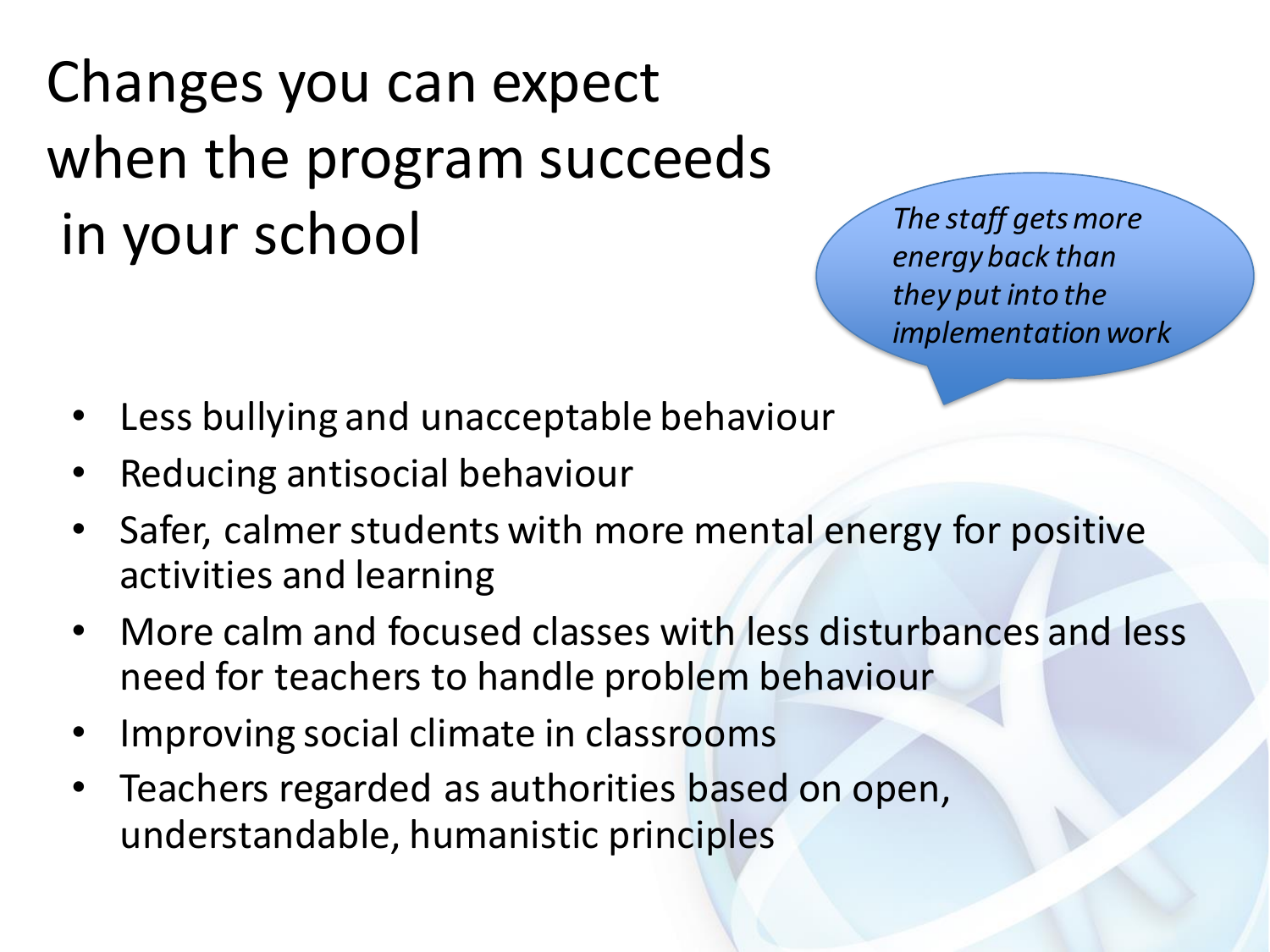# Changes you can expect when the program succeeds in your school

*The staff gets more energy back than they put into the implementation work*

- Less bullying and unacceptable behaviour
- Reducing antisocial behaviour
- Safer, calmer students with more mental energy for positive activities and learning
- More calm and focused classes with less disturbances and less need for teachers to handle problem behaviour
- Improving social climate in classrooms
- Teachers regarded as authorities based on open, understandable, humanistic principles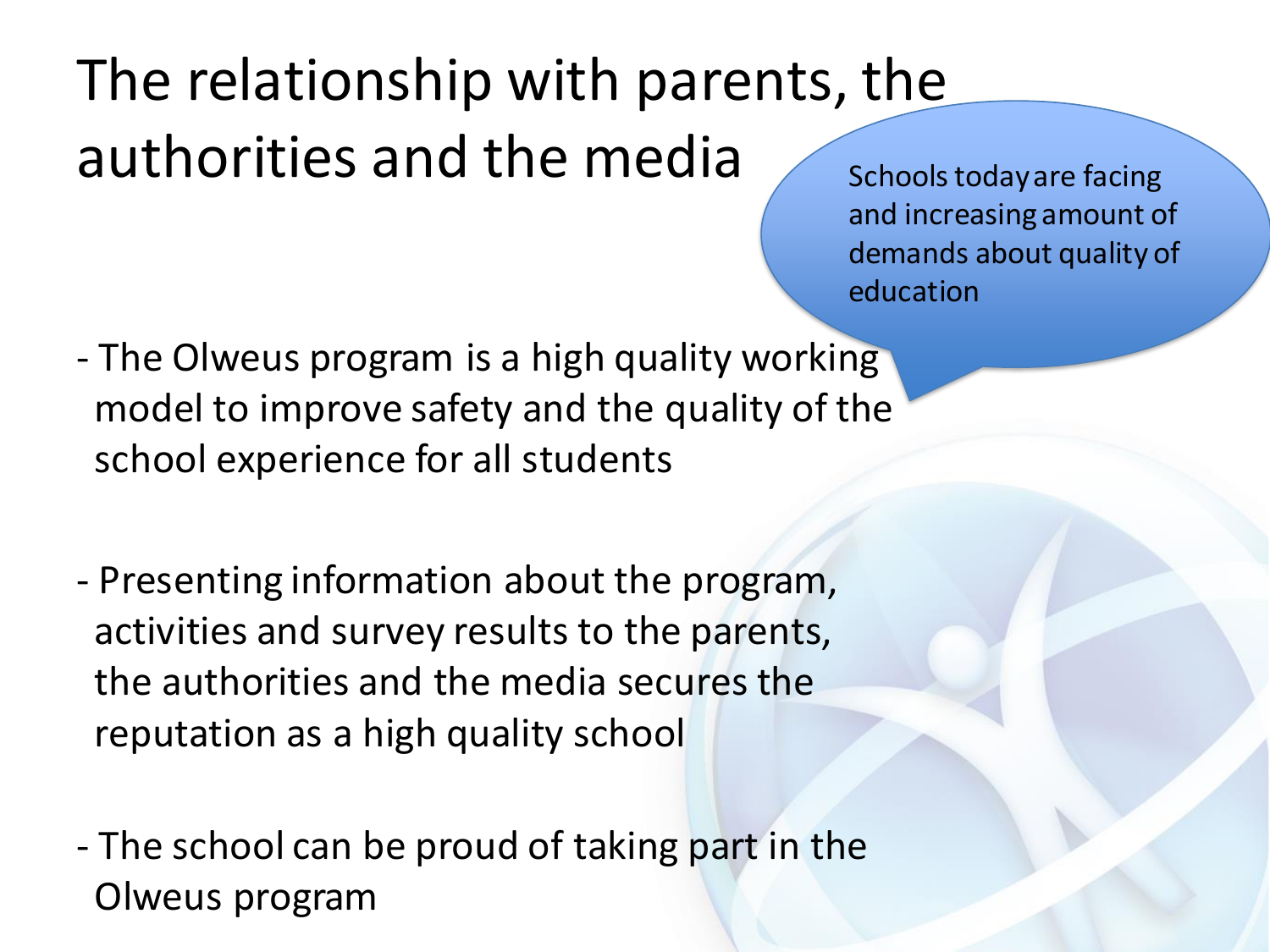# The relationship with parents, the authorities and the media

Schools today are facing and increasing amount of demands about quality of education

- The Olweus program is a high quality working model to improve safety and the quality of the school experience for all students

- Presenting information about the program, activities and survey results to the parents, the authorities and the media secures the reputation as a high quality school

- The school can be proud of taking part in the Olweus program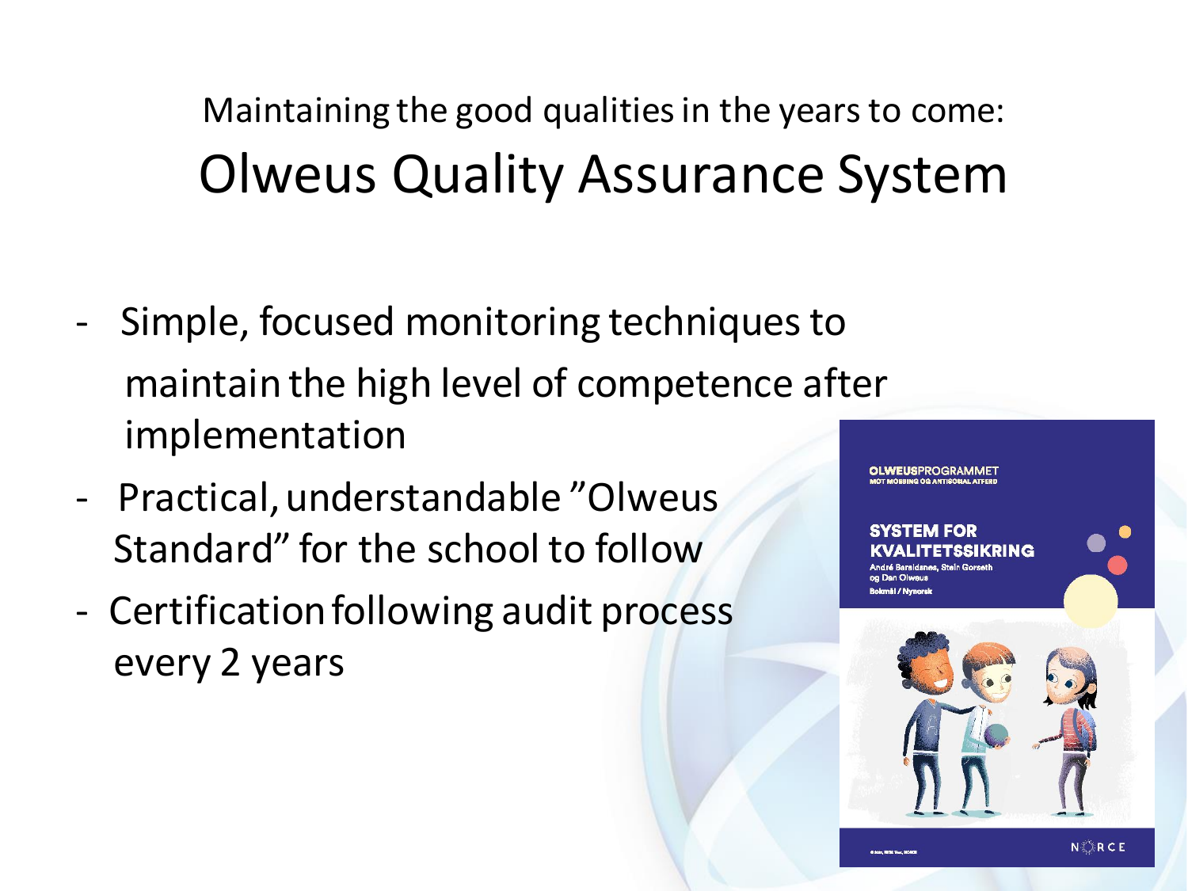Maintaining the good qualities in the years to come:

# Olweus Quality Assurance System

- Simple, focused monitoring techniques to maintain the high level of competence after implementation
- Practical, understandable ”Olweus Standard” for the school to follow
- Certification following audit process every 2 years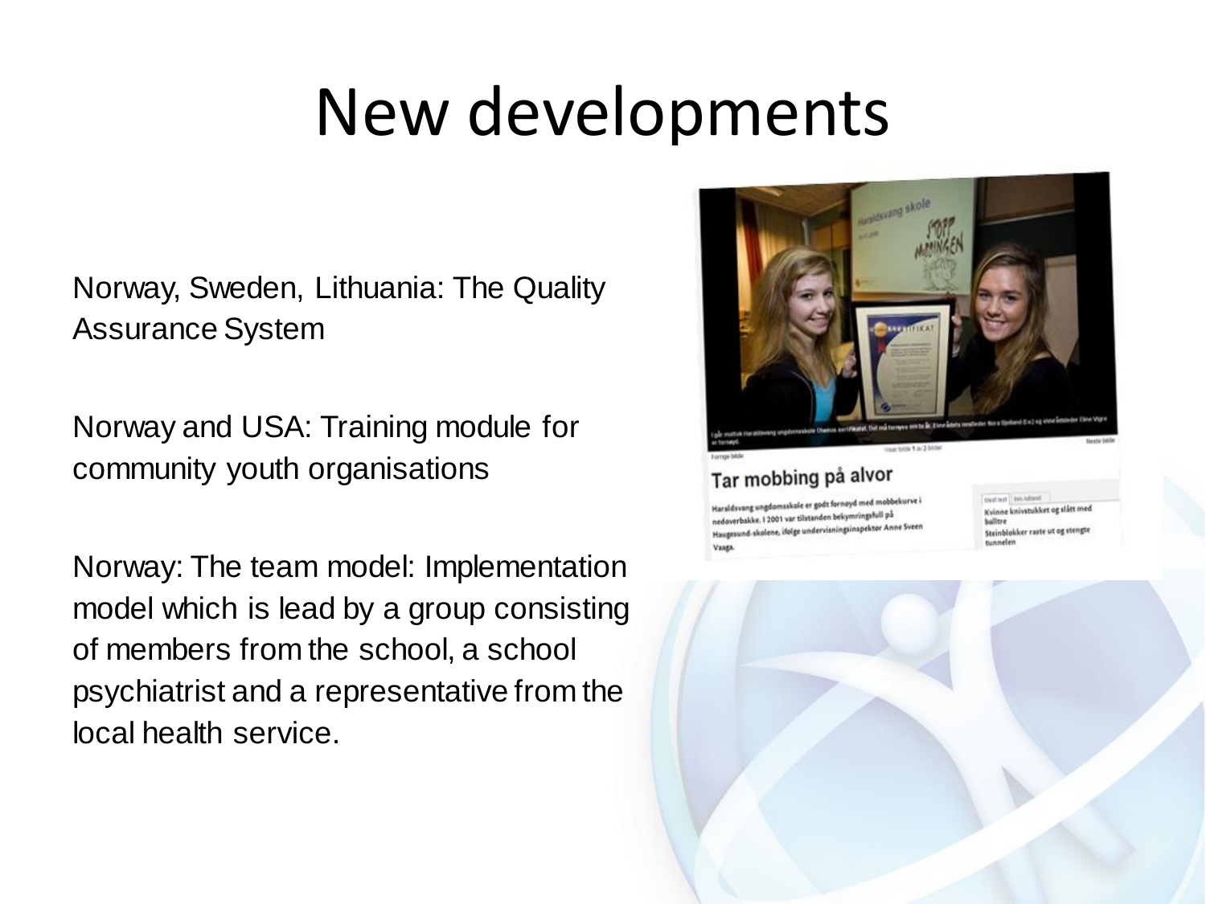# New developments

Norway, Sweden, Lithuania: The Quality Assurance System

Norway and USA: Training module for community youth organisations

Norway: The team model: Implementation model which is lead by a group consisting of members from the school, a school psychiatrist and a representative from the local health service.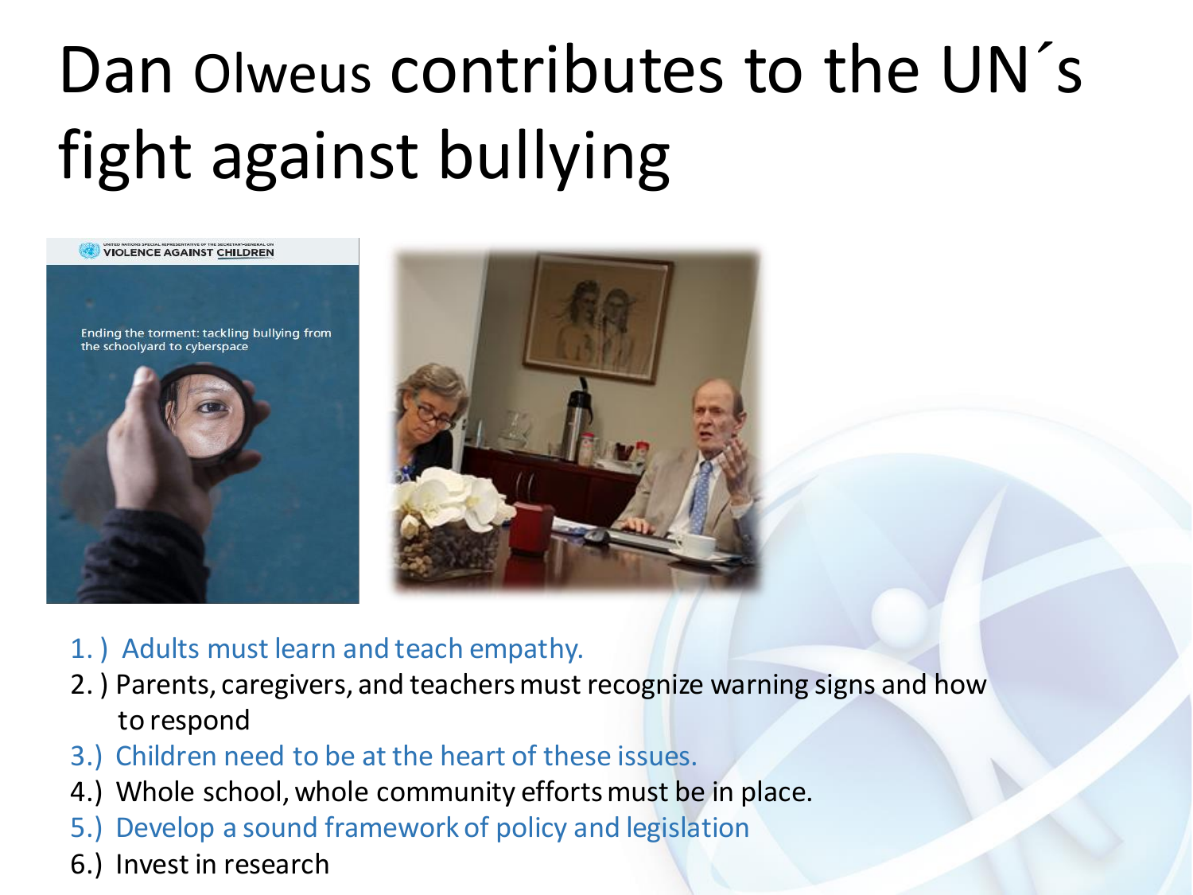# Dan Olweus contributes to the UN´s fight against bullying

1. ) Adults must learn and teach empathy.
2. ) Parents, caregivers, and teachers must recognize warning signs and how to respond
3.) Children need to be at the heart of these issues.
4.) Whole school, whole community efforts must be in place.
5.) Develop a sound framework of policy and legislation
6.) Invest in research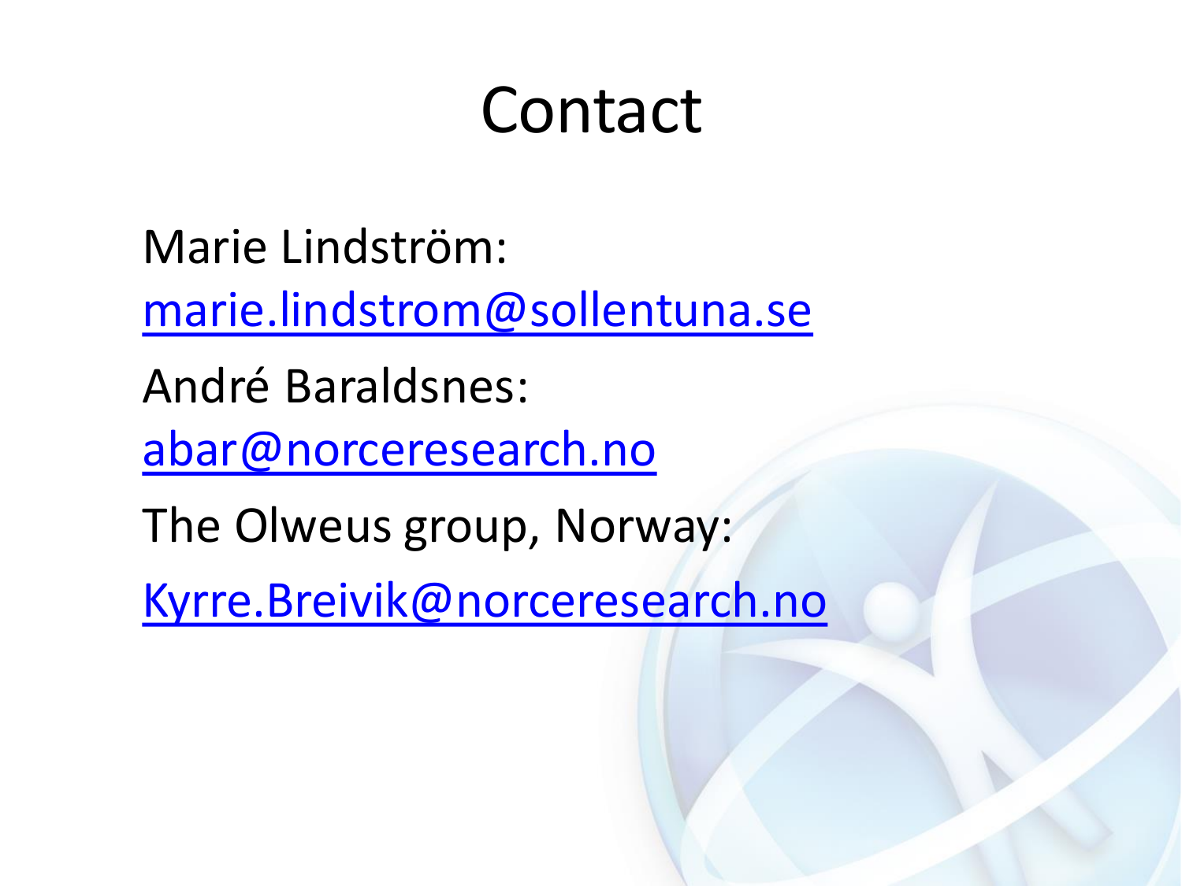# Contact

Marie Lindström:

marie.lindstrom@sollentuna.se

André Baraldsnes:

abar@norceresearch.no

The Olweus group, Norway:

Kyrre.Breivik@norceresearch.no